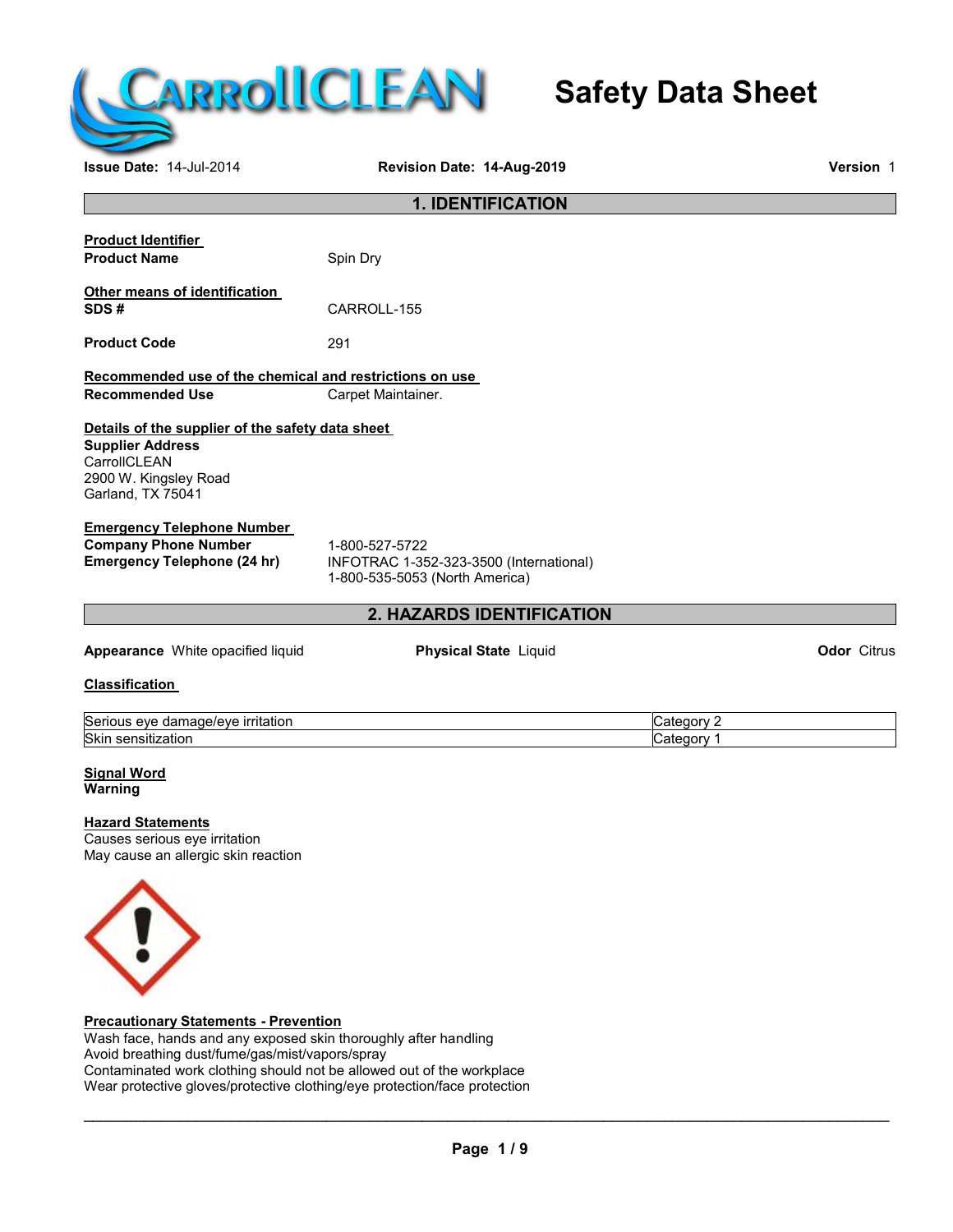# Safety Data Sheet

**Issue Date:** 14-Jul-2014 **Revision Date:** 14-Aug-2019 **Version** 1

## 1. IDENTIFICATION

**Product Identifier**

**Product Name** Spin Dry

**Other means of identification**

**SDS #** CARROLL-155

**Product Code** 291

**Recommended use of the chemical and restrictions on use**

**Recommended Use** Carpet Maintainer.

**Details of the supplier of the safety data sheet**

**Supplier Address**
CarrollCLEAN
2900 W. Kingsley Road
Garland, TX 75041

**Emergency Telephone Number**

**Company Phone Number** 1-800-527-5722

**Emergency Telephone (24 hr)** INFOTRAC 1-352-323-3500 (International)
1-800-535-5053 (North America)

## 2. HAZARDS IDENTIFICATION

**Appearance** White opacified liquid **Physical State** Liquid **Odor** Citrus

**Classification**

| | |
|---|---|
| Serious eye damage/eye irritation | Category 2 |
| Skin sensitization | Category 1 |

**Signal Word**
**Warning**

**Hazard Statements**
Causes serious eye irritation
May cause an allergic skin reaction

**Precautionary Statements - Prevention**
Wash face, hands and any exposed skin thoroughly after handling
Avoid breathing dust/fume/gas/mist/vapors/spray
Contaminated work clothing should not be allowed out of the workplace
Wear protective gloves/protective clothing/eye protection/face protection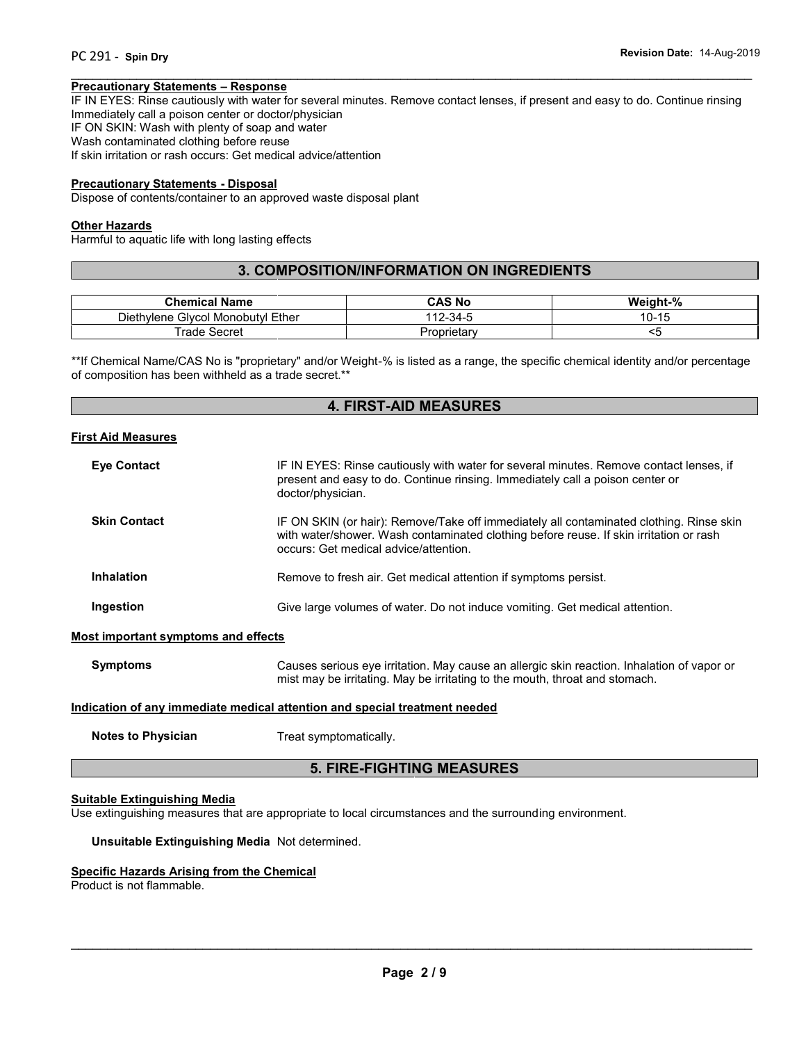**Precautionary Statements – Response**

IF IN EYES: Rinse cautiously with water for several minutes. Remove contact lenses, if present and easy to do. Continue rinsing
Immediately call a poison center or doctor/physician
IF ON SKIN: Wash with plenty of soap and water
Wash contaminated clothing before reuse
If skin irritation or rash occurs: Get medical advice/attention

**Precautionary Statements - Disposal**

Dispose of contents/container to an approved waste disposal plant

**Other Hazards**

Harmful to aquatic life with long lasting effects

## 3. COMPOSITION/INFORMATION ON INGREDIENTS

| Chemical Name | CAS No | Weight-% |
|---|---|---|
| Diethylene Glycol Monobutyl Ether | 112-34-5 | 10-15 |
| Trade Secret | Proprietary | <5 |

**If Chemical Name/CAS No is "proprietary" and/or Weight-% is listed as a range, the specific chemical identity and/or percentage of composition has been withheld as a trade secret.**

## 4. FIRST-AID MEASURES

**First Aid Measures**

**Eye Contact** IF IN EYES: Rinse cautiously with water for several minutes. Remove contact lenses, if present and easy to do. Continue rinsing. Immediately call a poison center or doctor/physician.

**Skin Contact** IF ON SKIN (or hair): Remove/Take off immediately all contaminated clothing. Rinse skin with water/shower. Wash contaminated clothing before reuse. If skin irritation or rash occurs: Get medical advice/attention.

**Inhalation** Remove to fresh air. Get medical attention if symptoms persist.

**Ingestion** Give large volumes of water. Do not induce vomiting. Get medical attention.

**Most important symptoms and effects**

**Symptoms** Causes serious eye irritation. May cause an allergic skin reaction. Inhalation of vapor or mist may be irritating. May be irritating to the mouth, throat and stomach.

**Indication of any immediate medical attention and special treatment needed**

**Notes to Physician** Treat symptomatically.

## 5. FIRE-FIGHTING MEASURES

**Suitable Extinguishing Media**

Use extinguishing measures that are appropriate to local circumstances and the surrounding environment.

**Unsuitable Extinguishing Media** Not determined.

**Specific Hazards Arising from the Chemical**

Product is not flammable.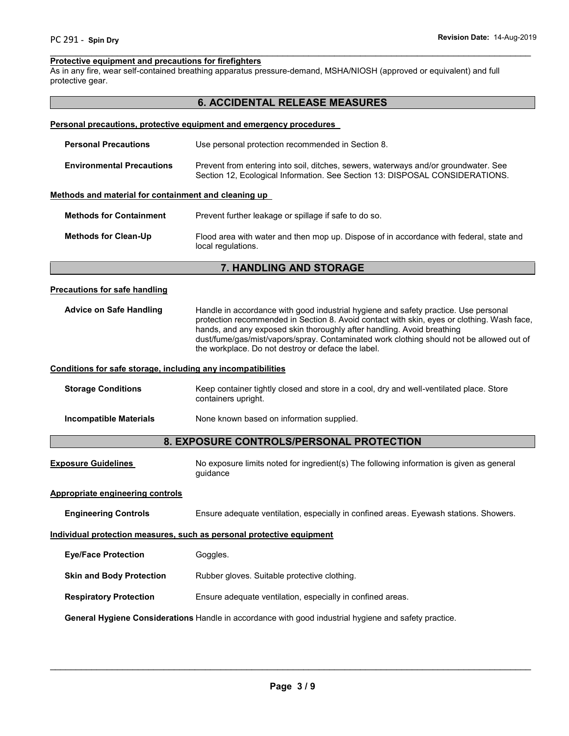**Protective equipment and precautions for firefighters**

As in any fire, wear self-contained breathing apparatus pressure-demand, MSHA/NIOSH (approved or equivalent) and full protective gear.

## 6. ACCIDENTAL RELEASE MEASURES

**Personal precautions, protective equipment and emergency procedures**

**Personal Precautions** Use personal protection recommended in Section 8.

**Environmental Precautions** Prevent from entering into soil, ditches, sewers, waterways and/or groundwater. See Section 12, Ecological Information. See Section 13: DISPOSAL CONSIDERATIONS.

**Methods and material for containment and cleaning up**

**Methods for Containment** Prevent further leakage or spillage if safe to do so.

**Methods for Clean-Up** Flood area with water and then mop up. Dispose of in accordance with federal, state and local regulations.

## 7. HANDLING AND STORAGE

**Precautions for safe handling**

**Advice on Safe Handling** Handle in accordance with good industrial hygiene and safety practice. Use personal protection recommended in Section 8. Avoid contact with skin, eyes or clothing. Wash face, hands, and any exposed skin thoroughly after handling. Avoid breathing dust/fume/gas/mist/vapors/spray. Contaminated work clothing should not be allowed out of the workplace. Do not destroy or deface the label.

**Conditions for safe storage, including any incompatibilities**

**Storage Conditions** Keep container tightly closed and store in a cool, dry and well-ventilated place. Store containers upright.

**Incompatible Materials** None known based on information supplied.

## 8. EXPOSURE CONTROLS/PERSONAL PROTECTION

**Exposure Guidelines** No exposure limits noted for ingredient(s) The following information is given as general guidance

**Appropriate engineering controls**

**Engineering Controls** Ensure adequate ventilation, especially in confined areas. Eyewash stations. Showers.

**Individual protection measures, such as personal protective equipment**

**Eye/Face Protection** Goggles.

**Skin and Body Protection** Rubber gloves. Suitable protective clothing.

**Respiratory Protection** Ensure adequate ventilation, especially in confined areas.

**General Hygiene Considerations** Handle in accordance with good industrial hygiene and safety practice.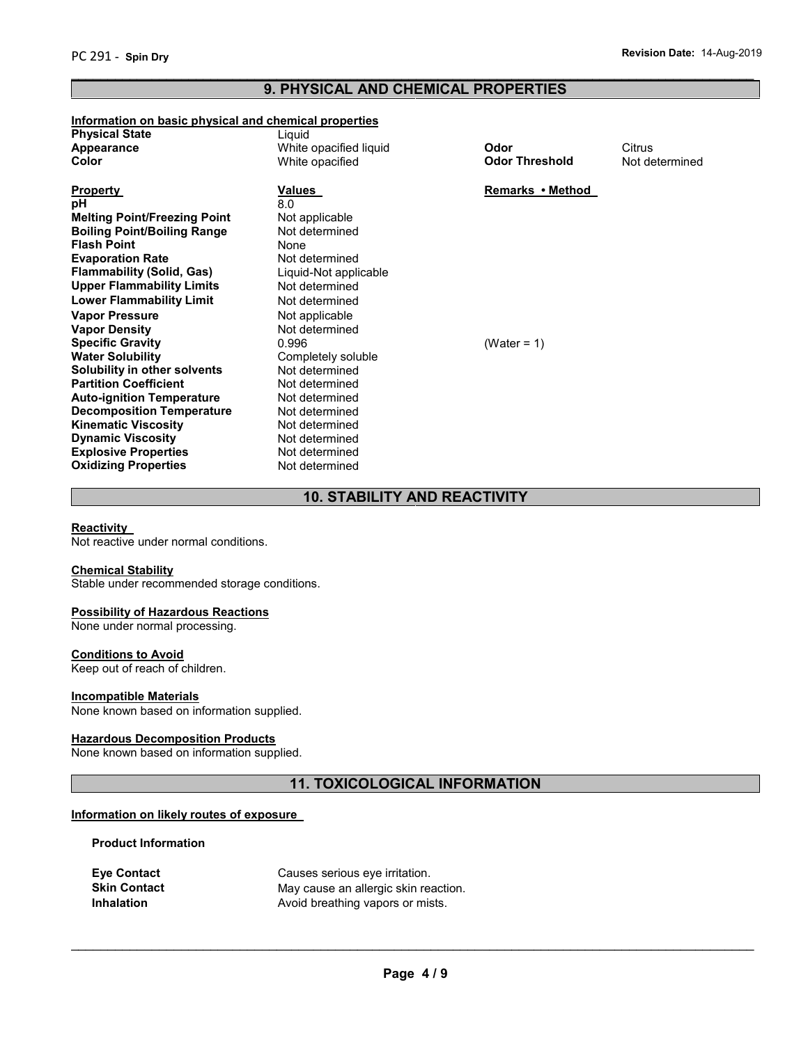## 9. PHYSICAL AND CHEMICAL PROPERTIES

**Information on basic physical and chemical properties**

| | | | |
|---|---|---|---|
| **Physical State** | Liquid | | |
| **Appearance** | White opacified liquid | **Odor** | Citrus |
| **Color** | White opacified | **Odor Threshold** | Not determined |

| **Property** | **Values** | **Remarks • Method** |
|---|---|---|
| **pH** | 8.0 | |
| **Melting Point/Freezing Point** | Not applicable | |
| **Boiling Point/Boiling Range** | Not determined | |
| **Flash Point** | None | |
| **Evaporation Rate** | Not determined | |
| **Flammability (Solid, Gas)** | Liquid-Not applicable | |
| **Upper Flammability Limits** | Not determined | |
| **Lower Flammability Limit** | Not determined | |
| **Vapor Pressure** | Not applicable | |
| **Vapor Density** | Not determined | |
| **Specific Gravity** | 0.996 | (Water = 1) |
| **Water Solubility** | Completely soluble | |
| **Solubility in other solvents** | Not determined | |
| **Partition Coefficient** | Not determined | |
| **Auto-ignition Temperature** | Not determined | |
| **Decomposition Temperature** | Not determined | |
| **Kinematic Viscosity** | Not determined | |
| **Dynamic Viscosity** | Not determined | |
| **Explosive Properties** | Not determined | |
| **Oxidizing Properties** | Not determined | |

## 10. STABILITY AND REACTIVITY

**Reactivity**
Not reactive under normal conditions.

**Chemical Stability**
Stable under recommended storage conditions.

**Possibility of Hazardous Reactions**
None under normal processing.

**Conditions to Avoid**
Keep out of reach of children.

**Incompatible Materials**
None known based on information supplied.

**Hazardous Decomposition Products**
None known based on information supplied.

## 11. TOXICOLOGICAL INFORMATION

**Information on likely routes of exposure**

**Product Information**

| | |
|---|---|
| **Eye Contact** | Causes serious eye irritation. |
| **Skin Contact** | May cause an allergic skin reaction. |
| **Inhalation** | Avoid breathing vapors or mists. |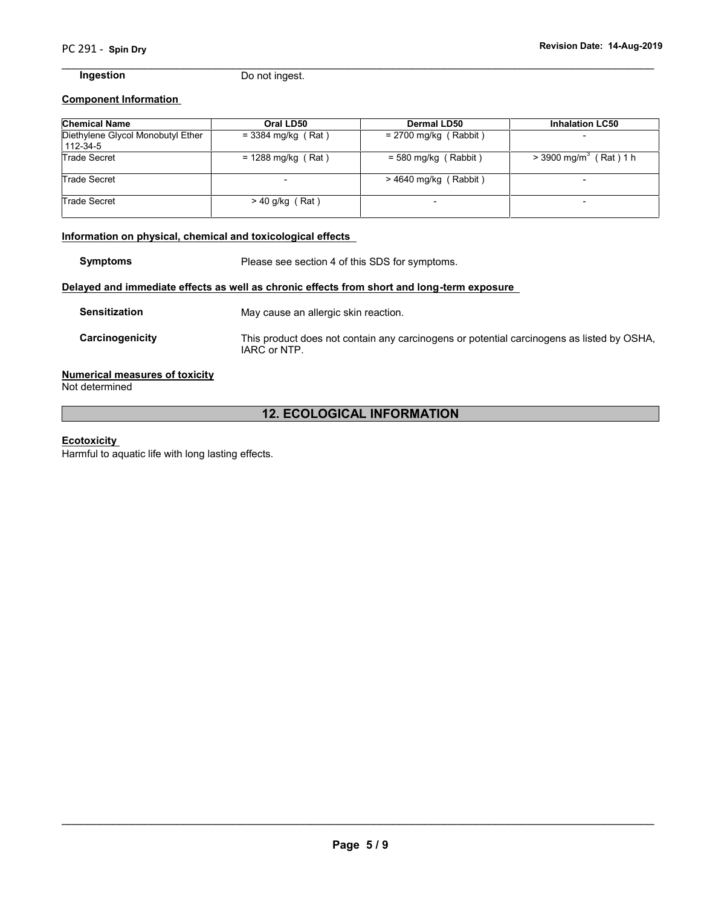**Ingestion** Do not ingest.

**Component Information**

| Chemical Name | Oral LD50 | Dermal LD50 | Inhalation LC50 |
|---|---|---|---|
| Diethylene Glycol Monobutyl Ether 112-34-5 | = 3384 mg/kg ( Rat ) | = 2700 mg/kg ( Rabbit ) | - |
| Trade Secret | = 1288 mg/kg ( Rat ) | = 580 mg/kg ( Rabbit ) | > 3900 $mg/m^3$ ( Rat ) 1 h |
| Trade Secret | - | > 4640 mg/kg ( Rabbit ) | - |
| Trade Secret | > 40 g/kg ( Rat ) | - | - |

**Information on physical, chemical and toxicological effects**

**Symptoms** Please see section 4 of this SDS for symptoms.

**Delayed and immediate effects as well as chronic effects from short and long-term exposure**

**Sensitization** May cause an allergic skin reaction.

**Carcinogenicity** This product does not contain any carcinogens or potential carcinogens as listed by OSHA, IARC or NTP.

**Numerical measures of toxicity**

Not determined

## 12. ECOLOGICAL INFORMATION

**Ecotoxicity**

Harmful to aquatic life with long lasting effects.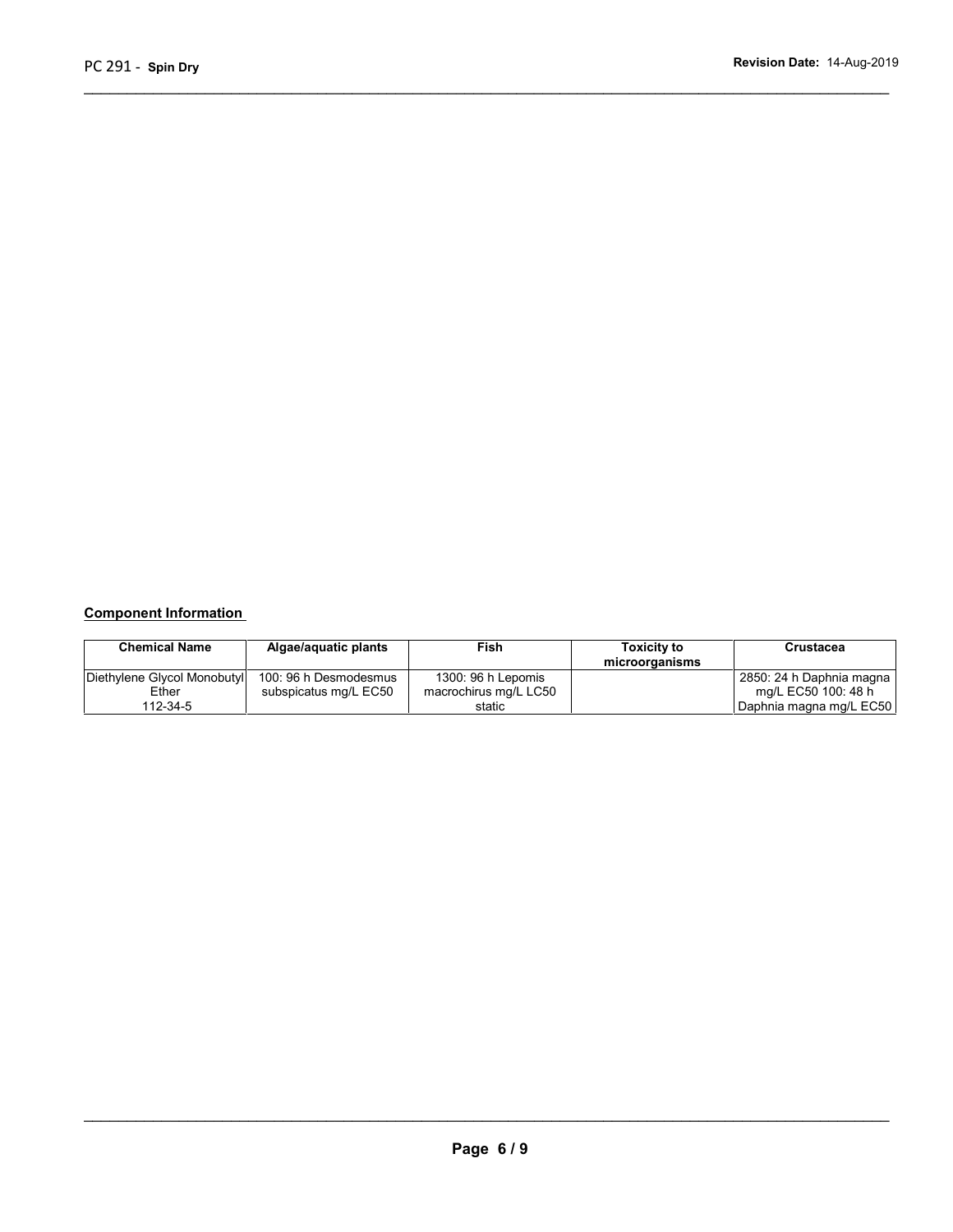**Component Information**

| Chemical Name | Algae/aquatic plants | Fish | Toxicity to microorganisms | Crustacea |
|---|---|---|---|---|
| Diethylene Glycol Monobutyl Ether 112-34-5 | 100: 96 h Desmodesmus subspicatus mg/L EC50 | 1300: 96 h Lepomis macrochirus mg/L LC50 static | | 2850: 24 h Daphnia magna mg/L EC50 100: 48 h Daphnia magna mg/L EC50 |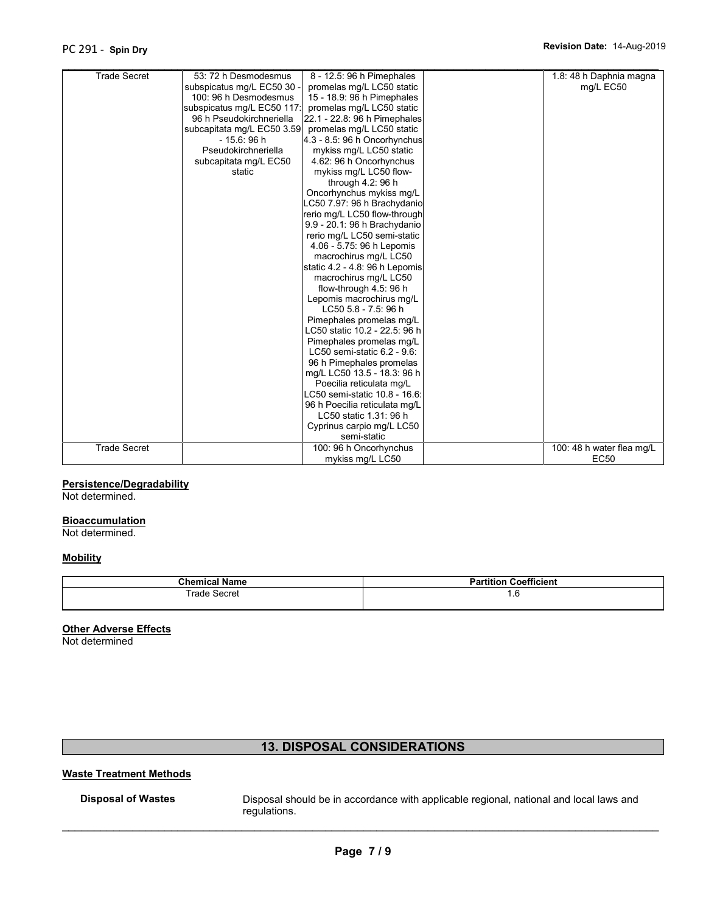| Trade Secret | 53: 72 h Desmodesmus subspicatus mg/L EC50 30 - 100: 96 h Desmodesmus subspicatus mg/L EC50 117: 96 h Pseudokirchneriella subcapitata mg/L EC50 3.59 - 15.6: 96 h Pseudokirchneriella subcapitata mg/L EC50 static | 8 - 12.5: 96 h Pimephales promelas mg/L LC50 static 15 - 18.9: 96 h Pimephales promelas mg/L LC50 static 22.1 - 22.8: 96 h Pimephales promelas mg/L LC50 static 4.3 - 8.5: 96 h Oncorhynchus mykiss mg/L LC50 static 4.62: 96 h Oncorhynchus mykiss mg/L LC50 flow-through 4.2: 96 h Oncorhynchus mykiss mg/L LC50 7.97: 96 h Brachydanio rerio mg/L LC50 flow-through 9.9 - 20.1: 96 h Brachydanio rerio mg/L LC50 semi-static 4.06 - 5.75: 96 h Lepomis macrochirus mg/L LC50 static 4.2 - 4.8: 96 h Lepomis macrochirus mg/L LC50 flow-through 4.5: 96 h Lepomis macrochirus mg/L LC50 5.8 - 7.5: 96 h Pimephales promelas mg/L LC50 static 10.2 - 22.5: 96 h Pimephales promelas mg/L LC50 semi-static 6.2 - 9.6: 96 h Pimephales promelas mg/L LC50 13.5 - 18.3: 96 h Poecilia reticulata mg/L LC50 semi-static 10.8 - 16.6: 96 h Poecilia reticulata mg/L LC50 static 1.31: 96 h Cyprinus carpio mg/L LC50 semi-static | | 1.8: 48 h Daphnia magna mg/L EC50 |
|---|---|---|---|---|
| Trade Secret | | 100: 96 h Oncorhynchus mykiss mg/L LC50 | | 100: 48 h water flea mg/L EC50 |

**Persistence/Degradability**

Not determined.

**Bioaccumulation**

Not determined.

**Mobility**

| Chemical Name | Partition Coefficient |
|---|---|
| Trade Secret | 1.6 |

**Other Adverse Effects**

Not determined

## 13. DISPOSAL CONSIDERATIONS

**Waste Treatment Methods**

**Disposal of Wastes** Disposal should be in accordance with applicable regional, national and local laws and regulations.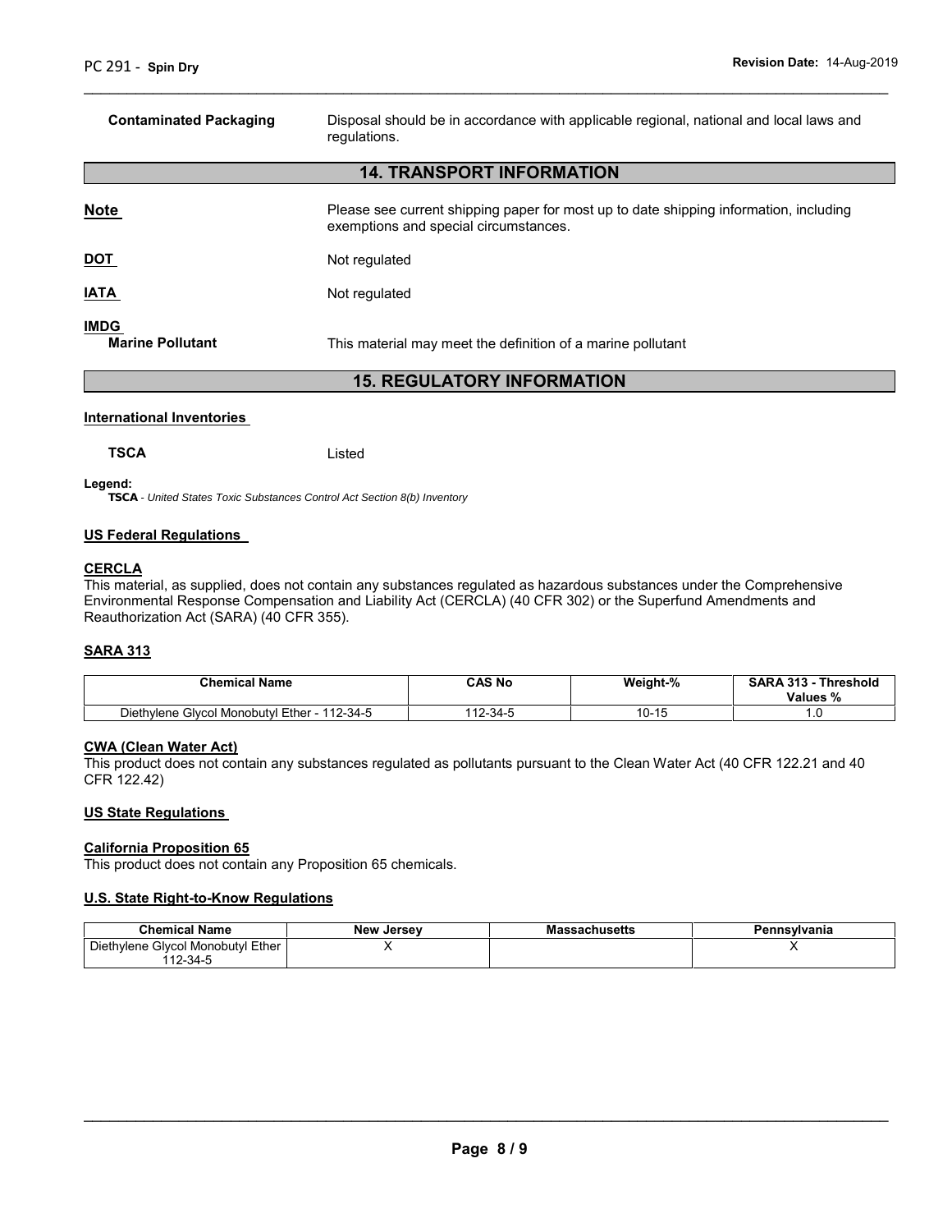**Contaminated Packaging** Disposal should be in accordance with applicable regional, national and local laws and regulations.

## 14. TRANSPORT INFORMATION

**Note** Please see current shipping paper for most up to date shipping information, including exemptions and special circumstances.

**DOT** Not regulated

**IATA** Not regulated

**IMDG**
**Marine Pollutant** This material may meet the definition of a marine pollutant

## 15. REGULATORY INFORMATION

### International Inventories

**TSCA** Listed

**Legend:**
**TSCA** - *United States Toxic Substances Control Act Section 8(b) Inventory*

### US Federal Regulations

#### CERCLA

This material, as supplied, does not contain any substances regulated as hazardous substances under the Comprehensive Environmental Response Compensation and Liability Act (CERCLA) (40 CFR 302) or the Superfund Amendments and Reauthorization Act (SARA) (40 CFR 355).

#### SARA 313

| Chemical Name | CAS No | Weight-% | SARA 313 - Threshold Values % |
|---|---|---|---|
| Diethylene Glycol Monobutyl Ether - 112-34-5 | 112-34-5 | 10-15 | 1.0 |

#### CWA (Clean Water Act)

This product does not contain any substances regulated as pollutants pursuant to the Clean Water Act (40 CFR 122.21 and 40 CFR 122.42)

### US State Regulations

#### California Proposition 65

This product does not contain any Proposition 65 chemicals.

#### U.S. State Right-to-Know Regulations

| Chemical Name | New Jersey | Massachusetts | Pennsylvania |
|---|---|---|---|
| Diethylene Glycol Monobutyl Ether 112-34-5 | X | | X |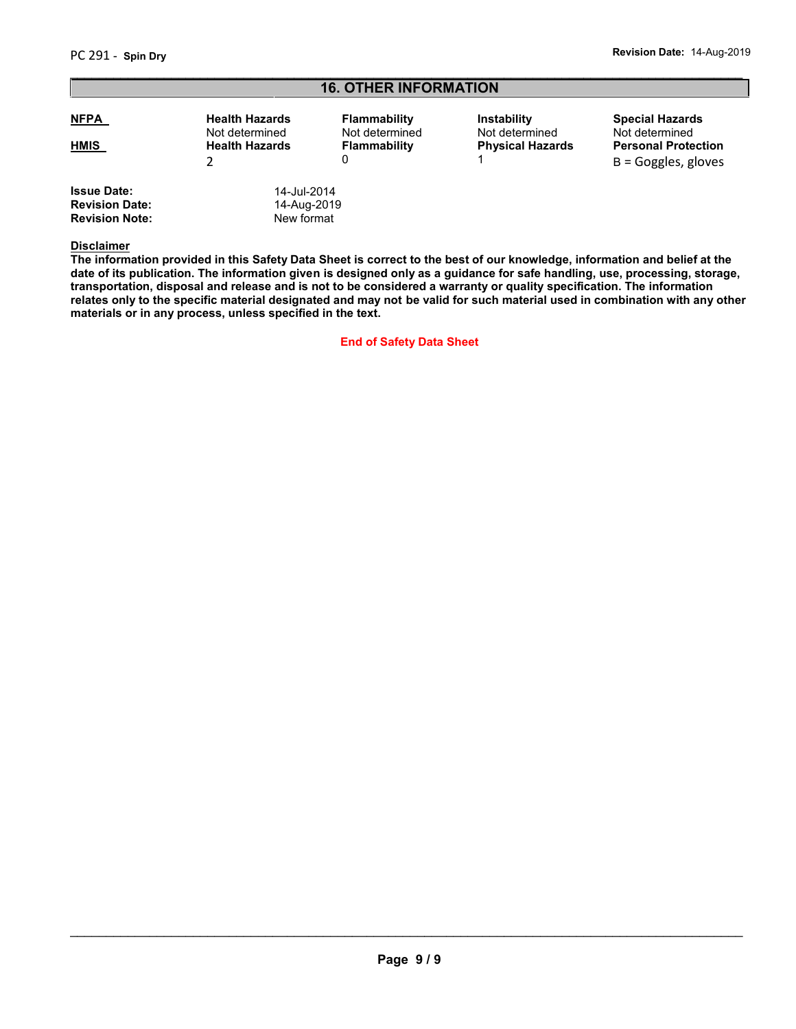## 16. OTHER INFORMATION

| | | | | |
|---|---|---|---|---|
| **NFPA** | **Health Hazards** | **Flammability** | **Instability** | **Special Hazards** |
| | Not determined | Not determined | Not determined | Not determined |
| **HMIS** | **Health Hazards** | **Flammability** | **Physical Hazards** | **Personal Protection** |
| | 2 | 0 | 1 | B = Goggles, gloves |

**Issue Date:** 14-Jul-2014
**Revision Date:** 14-Aug-2019
**Revision Note:** New format

**Disclaimer**

**The information provided in this Safety Data Sheet is correct to the best of our knowledge, information and belief at the date of its publication. The information given is designed only as a guidance for safe handling, use, processing, storage, transportation, disposal and release and is not to be considered a warranty or quality specification. The information relates only to the specific material designated and may not be valid for such material used in combination with any other materials or in any process, unless specified in the text.**

**End of Safety Data Sheet**